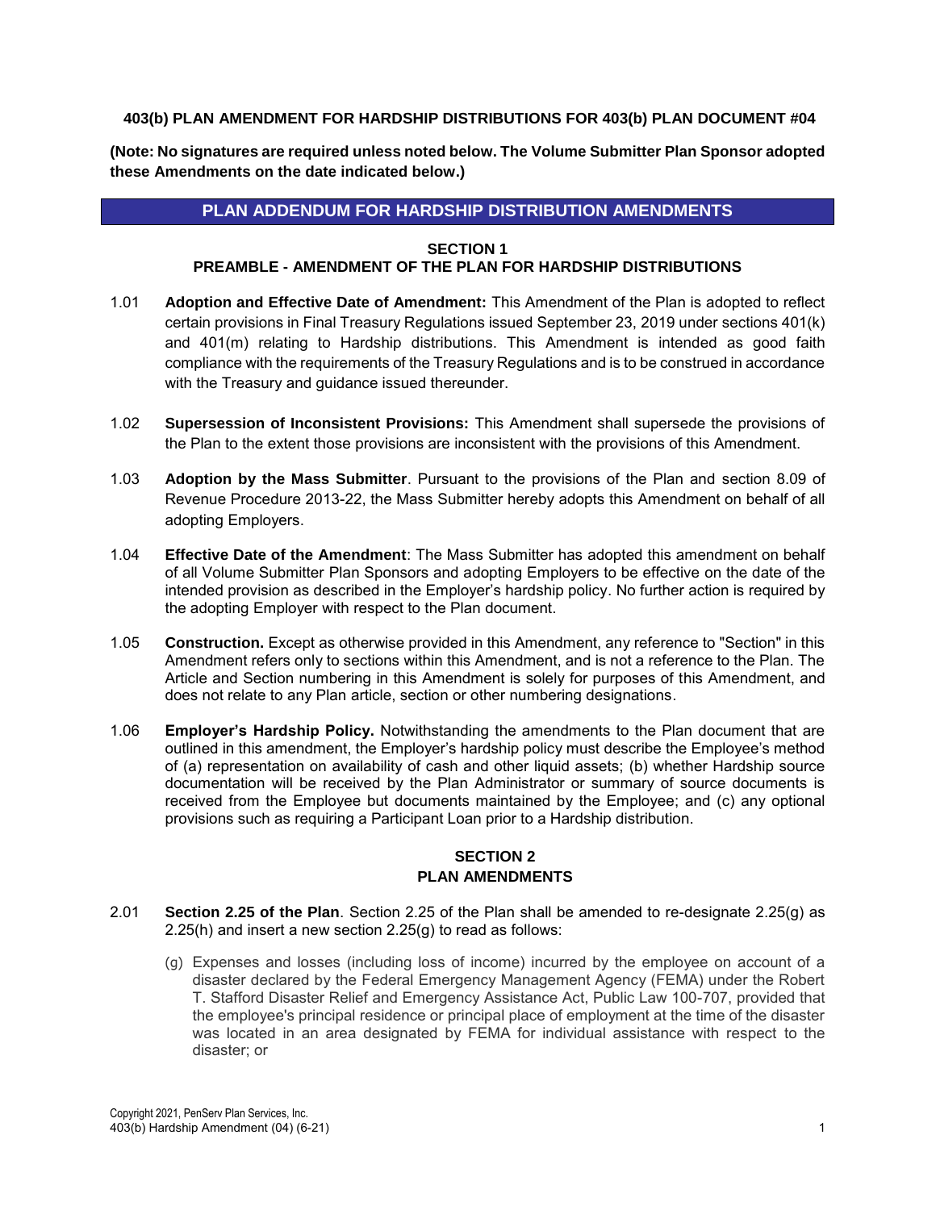**403(b) PLAN AMENDMENT FOR HARDSHIP DISTRIBUTIONS FOR 403(b) PLAN DOCUMENT #04**

**(Note: No signatures are required unless noted below. The Volume Submitter Plan Sponsor adopted these Amendments on the date indicated below.)**

## PLAN ADDENDUM FOR HARDSHIP DISTRIBUTION AMENDMENTS

### SECTION 1
### PREAMBLE - AMENDMENT OF THE PLAN FOR HARDSHIP DISTRIBUTIONS

1.01 **Adoption and Effective Date of Amendment:** This Amendment of the Plan is adopted to reflect certain provisions in Final Treasury Regulations issued September 23, 2019 under sections 401(k) and 401(m) relating to Hardship distributions. This Amendment is intended as good faith compliance with the requirements of the Treasury Regulations and is to be construed in accordance with the Treasury and guidance issued thereunder.

1.02 **Supersession of Inconsistent Provisions:** This Amendment shall supersede the provisions of the Plan to the extent those provisions are inconsistent with the provisions of this Amendment.

1.03 **Adoption by the Mass Submitter**. Pursuant to the provisions of the Plan and section 8.09 of Revenue Procedure 2013-22, the Mass Submitter hereby adopts this Amendment on behalf of all adopting Employers.

1.04 **Effective Date of the Amendment**: The Mass Submitter has adopted this amendment on behalf of all Volume Submitter Plan Sponsors and adopting Employers to be effective on the date of the intended provision as described in the Employer's hardship policy. No further action is required by the adopting Employer with respect to the Plan document.

1.05 **Construction.** Except as otherwise provided in this Amendment, any reference to "Section" in this Amendment refers only to sections within this Amendment, and is not a reference to the Plan. The Article and Section numbering in this Amendment is solely for purposes of this Amendment, and does not relate to any Plan article, section or other numbering designations.

1.06 **Employer's Hardship Policy.** Notwithstanding the amendments to the Plan document that are outlined in this amendment, the Employer's hardship policy must describe the Employee's method of (a) representation on availability of cash and other liquid assets; (b) whether Hardship source documentation will be received by the Plan Administrator or summary of source documents is received from the Employee but documents maintained by the Employee; and (c) any optional provisions such as requiring a Participant Loan prior to a Hardship distribution.

### SECTION 2
### PLAN AMENDMENTS

2.01 **Section 2.25 of the Plan**. Section 2.25 of the Plan shall be amended to re-designate 2.25(g) as 2.25(h) and insert a new section 2.25(g) to read as follows:

(g) Expenses and losses (including loss of income) incurred by the employee on account of a disaster declared by the Federal Emergency Management Agency (FEMA) under the Robert T. Stafford Disaster Relief and Emergency Assistance Act, Public Law 100-707, provided that the employee's principal residence or principal place of employment at the time of the disaster was located in an area designated by FEMA for individual assistance with respect to the disaster; or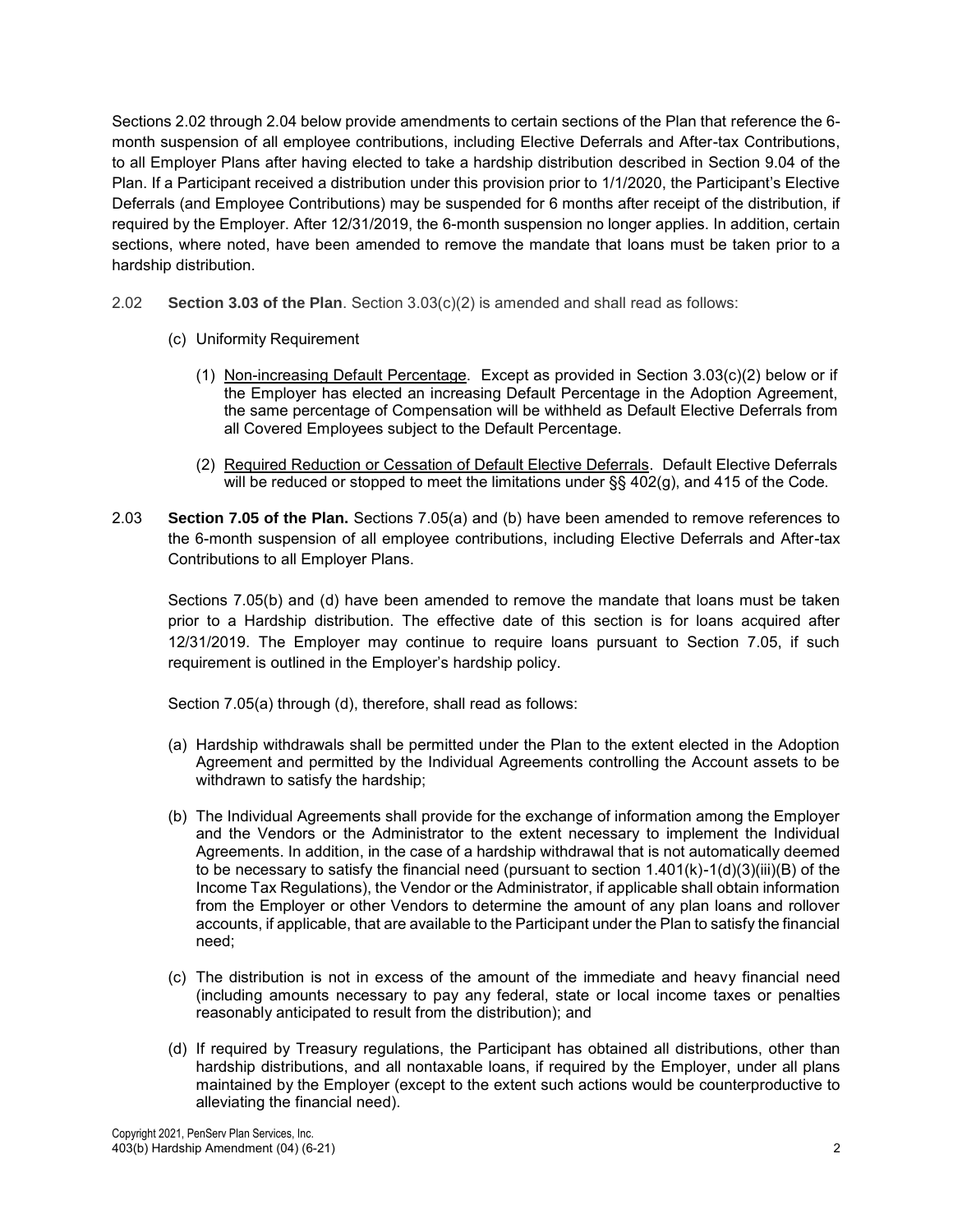Sections 2.02 through 2.04 below provide amendments to certain sections of the Plan that reference the 6-month suspension of all employee contributions, including Elective Deferrals and After-tax Contributions, to all Employer Plans after having elected to take a hardship distribution described in Section 9.04 of the Plan. If a Participant received a distribution under this provision prior to 1/1/2020, the Participant's Elective Deferrals (and Employee Contributions) may be suspended for 6 months after receipt of the distribution, if required by the Employer. After 12/31/2019, the 6-month suspension no longer applies. In addition, certain sections, where noted, have been amended to remove the mandate that loans must be taken prior to a hardship distribution.

2.02 **Section 3.03 of the Plan**. Section 3.03(c)(2) is amended and shall read as follows:

(c) Uniformity Requirement

(1) Non-increasing Default Percentage. Except as provided in Section 3.03(c)(2) below or if the Employer has elected an increasing Default Percentage in the Adoption Agreement, the same percentage of Compensation will be withheld as Default Elective Deferrals from all Covered Employees subject to the Default Percentage.

(2) Required Reduction or Cessation of Default Elective Deferrals. Default Elective Deferrals will be reduced or stopped to meet the limitations under §§ 402(g), and 415 of the Code.

2.03 **Section 7.05 of the Plan.** Sections 7.05(a) and (b) have been amended to remove references to the 6-month suspension of all employee contributions, including Elective Deferrals and After-tax Contributions to all Employer Plans.

Sections 7.05(b) and (d) have been amended to remove the mandate that loans must be taken prior to a Hardship distribution. The effective date of this section is for loans acquired after 12/31/2019. The Employer may continue to require loans pursuant to Section 7.05, if such requirement is outlined in the Employer's hardship policy.

Section 7.05(a) through (d), therefore, shall read as follows:

(a) Hardship withdrawals shall be permitted under the Plan to the extent elected in the Adoption Agreement and permitted by the Individual Agreements controlling the Account assets to be withdrawn to satisfy the hardship;

(b) The Individual Agreements shall provide for the exchange of information among the Employer and the Vendors or the Administrator to the extent necessary to implement the Individual Agreements. In addition, in the case of a hardship withdrawal that is not automatically deemed to be necessary to satisfy the financial need (pursuant to section 1.401(k)-1(d)(3)(iii)(B) of the Income Tax Regulations), the Vendor or the Administrator, if applicable shall obtain information from the Employer or other Vendors to determine the amount of any plan loans and rollover accounts, if applicable, that are available to the Participant under the Plan to satisfy the financial need;

(c) The distribution is not in excess of the amount of the immediate and heavy financial need (including amounts necessary to pay any federal, state or local income taxes or penalties reasonably anticipated to result from the distribution); and

(d) If required by Treasury regulations, the Participant has obtained all distributions, other than hardship distributions, and all nontaxable loans, if required by the Employer, under all plans maintained by the Employer (except to the extent such actions would be counterproductive to alleviating the financial need).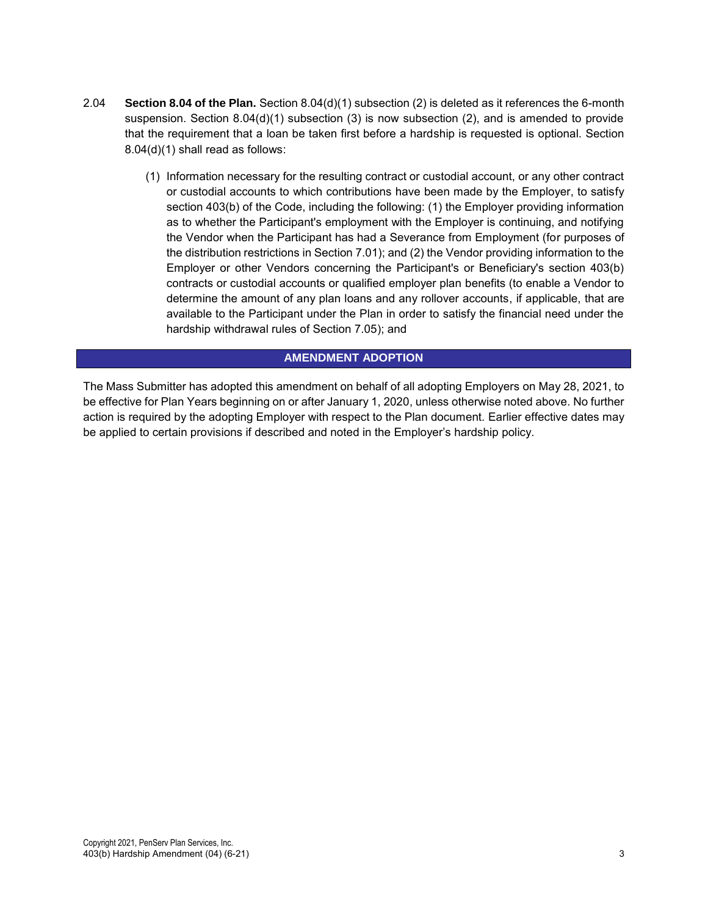2.04 **Section 8.04 of the Plan.** Section 8.04(d)(1) subsection (2) is deleted as it references the 6-month suspension. Section 8.04(d)(1) subsection (3) is now subsection (2), and is amended to provide that the requirement that a loan be taken first before a hardship is requested is optional. Section 8.04(d)(1) shall read as follows:

> (1) Information necessary for the resulting contract or custodial account, or any other contract or custodial accounts to which contributions have been made by the Employer, to satisfy section 403(b) of the Code, including the following: (1) the Employer providing information as to whether the Participant's employment with the Employer is continuing, and notifying the Vendor when the Participant has had a Severance from Employment (for purposes of the distribution restrictions in Section 7.01); and (2) the Vendor providing information to the Employer or other Vendors concerning the Participant's or Beneficiary's section 403(b) contracts or custodial accounts or qualified employer plan benefits (to enable a Vendor to determine the amount of any plan loans and any rollover accounts, if applicable, that are available to the Participant under the Plan in order to satisfy the financial need under the hardship withdrawal rules of Section 7.05); and

## AMENDMENT ADOPTION

The Mass Submitter has adopted this amendment on behalf of all adopting Employers on May 28, 2021, to be effective for Plan Years beginning on or after January 1, 2020, unless otherwise noted above. No further action is required by the adopting Employer with respect to the Plan document. Earlier effective dates may be applied to certain provisions if described and noted in the Employer's hardship policy.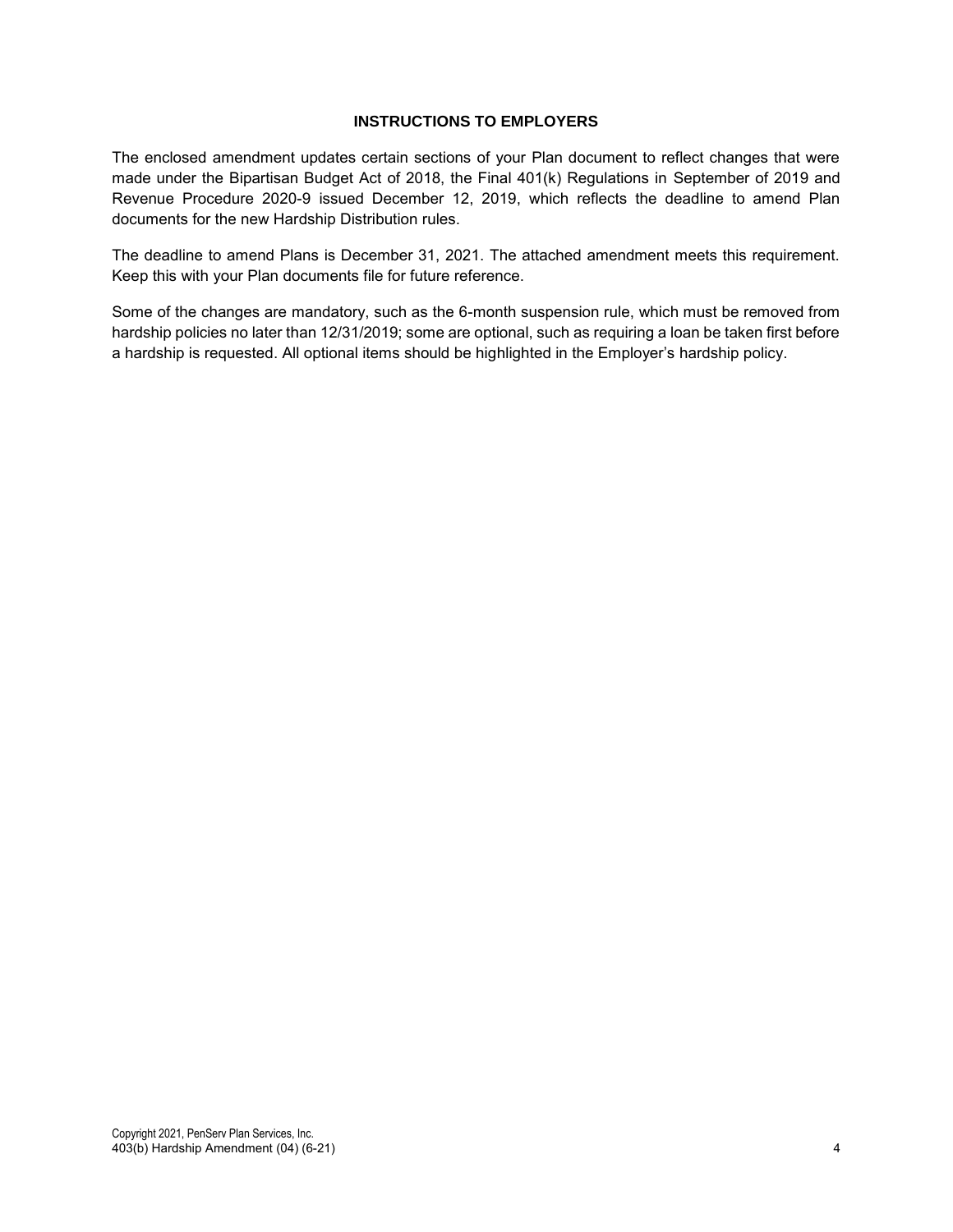## INSTRUCTIONS TO EMPLOYERS

The enclosed amendment updates certain sections of your Plan document to reflect changes that were made under the Bipartisan Budget Act of 2018, the Final 401(k) Regulations in September of 2019 and Revenue Procedure 2020-9 issued December 12, 2019, which reflects the deadline to amend Plan documents for the new Hardship Distribution rules.

The deadline to amend Plans is December 31, 2021. The attached amendment meets this requirement. Keep this with your Plan documents file for future reference.

Some of the changes are mandatory, such as the 6-month suspension rule, which must be removed from hardship policies no later than 12/31/2019; some are optional, such as requiring a loan be taken first before a hardship is requested. All optional items should be highlighted in the Employer's hardship policy.

Copyright 2021, PenServ Plan Services, Inc.
403(b) Hardship Amendment (04) (6-21)